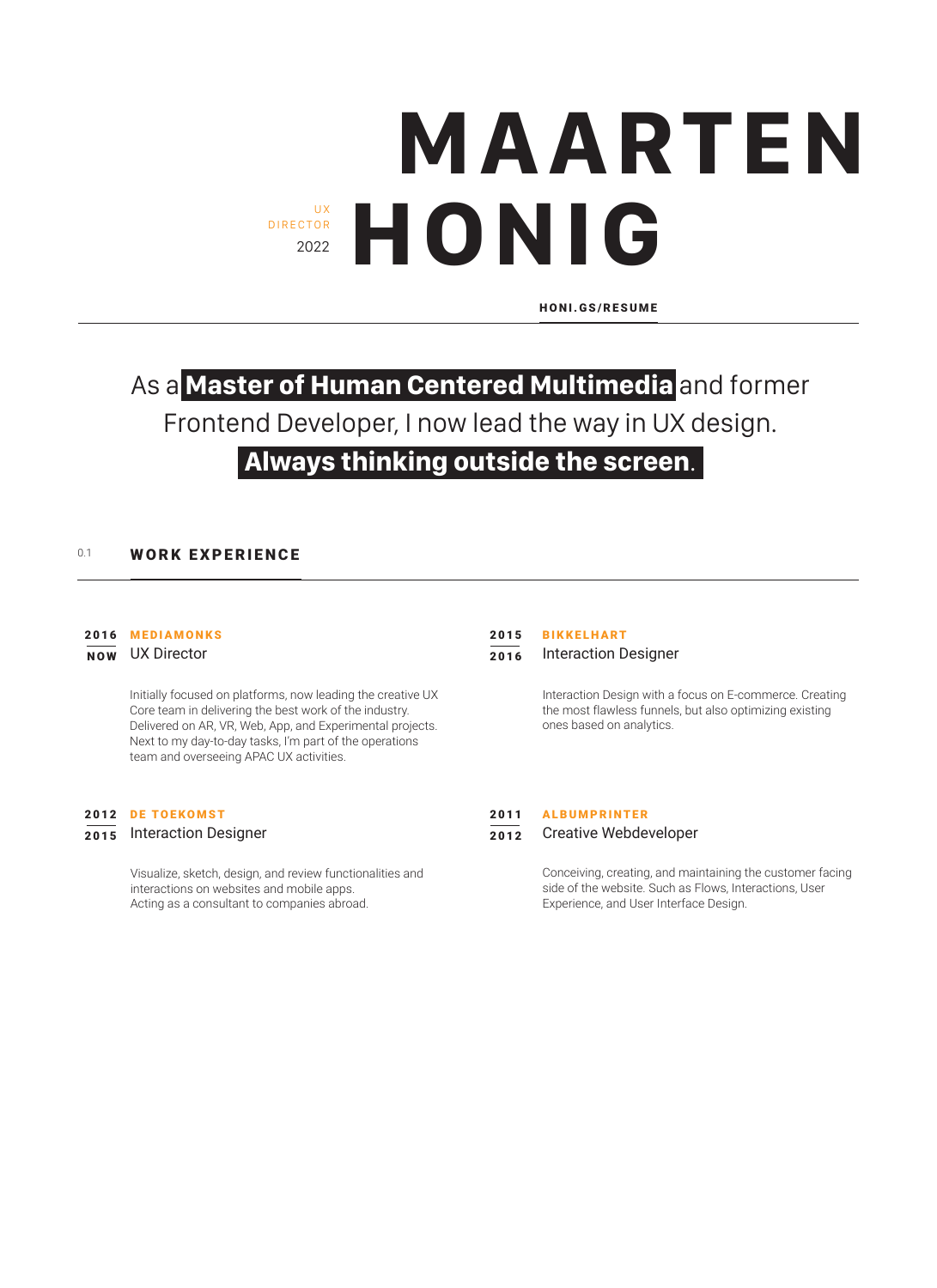# MAARTEN HONIG

UX DIRECTOR 2022

**HONI.GS/RESUME**

As a **Master of Human Centered Multimedia** and former Frontend Developer, I now lead the way in UX design. **Always thinking outside the screen**.

## 0.1 WORK EXPERIENCE

**2016 – NOW** **MEDIAMONKS**
UX Director

Initially focused on platforms, now leading the creative UX Core team in delivering the best work of the industry. Delivered on AR, VR, Web, App, and Experimental projects. Next to my day-to-day tasks, I'm part of the operations team and overseeing APAC UX activities.

**2015 – 2016** **BIKKELHART**
Interaction Designer

Interaction Design with a focus on E-commerce. Creating the most flawless funnels, but also optimizing existing ones based on analytics.

**2012 – 2015** **DE TOEKOMST**
Interaction Designer

Visualize, sketch, design, and review functionalities and interactions on websites and mobile apps.
Acting as a consultant to companies abroad.

**2011 – 2012** **ALBUMPRINTER**
Creative Webdeveloper

Conceiving, creating, and maintaining the customer facing side of the website. Such as Flows, Interactions, User Experience, and User Interface Design.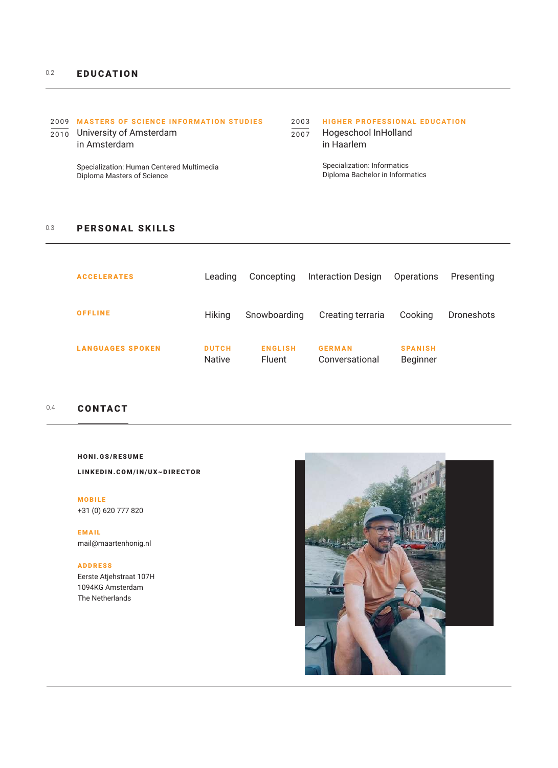## 0.2 EDUCATION

2009 – 2010 **MASTERS OF SCIENCE INFORMATION STUDIES**
University of Amsterdam
in Amsterdam

Specialization: Human Centered Multimedia
Diploma Masters of Science

2003 – 2007 **HIGHER PROFESSIONAL EDUCATION**
Hogeschool InHolland
in Haarlem

Specialization: Informatics
Diploma Bachelor in Informatics

## 0.3 PERSONAL SKILLS

**ACCELERATES**
Leading, Concepting, Interaction Design, Operations, Presenting

**OFFLINE**
Hiking, Snowboarding, Creating terraria, Cooking, Droneshots

**LANGUAGES SPOKEN**

| | | | |
|---|---|---|---|
| **DUTCH** | **ENGLISH** | **GERMAN** | **SPANISH** |
| Native | Fluent | Conversational | Beginner |

## 0.4 CONTACT

**HONI.GS/RESUME**

**LINKEDIN.COM/IN/UX~DIRECTOR**

**MOBILE**
+31 (0) 620 777 820

**EMAIL**
mail@maartenhonig.nl

**ADDRESS**
Eerste Atjehstraat 107H
1094KG Amsterdam
The Netherlands